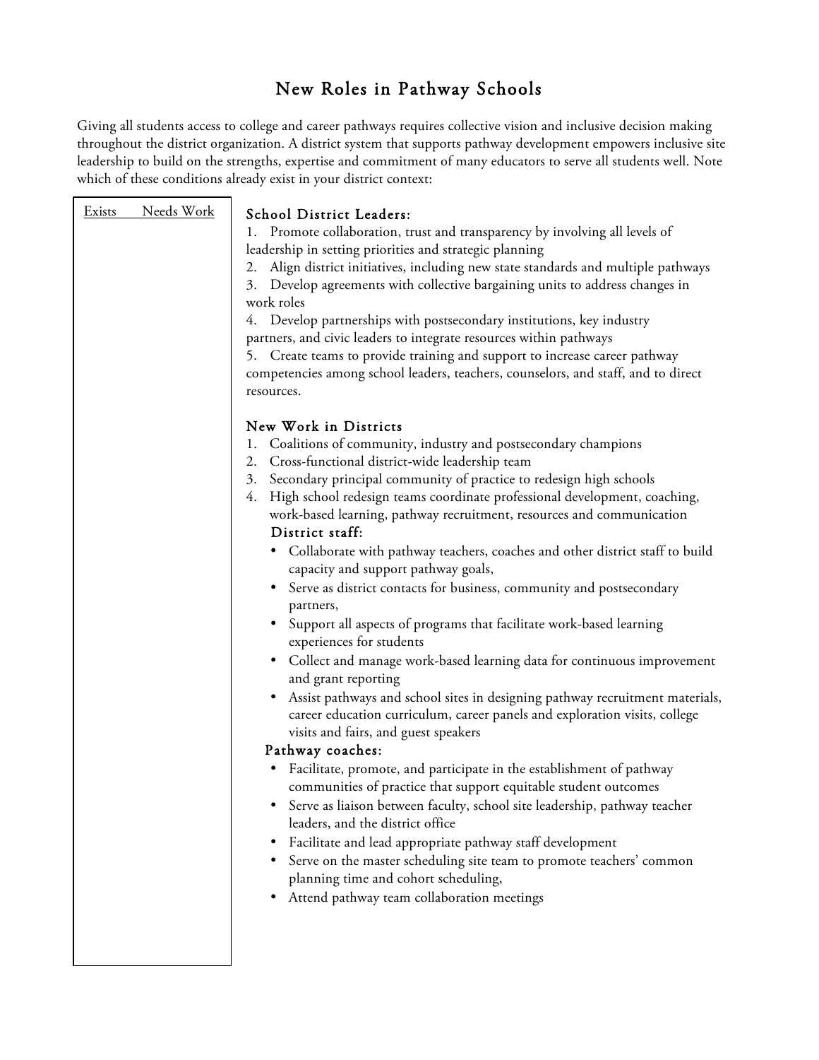# New Roles in Pathway Schools

Giving all students access to college and career pathways requires collective vision and inclusive decision making throughout the district organization. A district system that supports pathway development empowers inclusive site leadership to build on the strengths, expertise and commitment of many educators to serve all students well. Note which of these conditions already exist in your district context:

| Exists | Needs Work | |
|---|---|---|
| | | **School District Leaders:** |
| | | 1. Promote collaboration, trust and transparency by involving all levels of leadership in setting priorities and strategic planning |
| | | 2. Align district initiatives, including new state standards and multiple pathways |
| | | 3. Develop agreements with collective bargaining units to address changes in work roles |
| | | 4. Develop partnerships with postsecondary institutions, key industry partners, and civic leaders to integrate resources within pathways |
| | | 5. Create teams to provide training and support to increase career pathway competencies among school leaders, teachers, counselors, and staff, and to direct resources. |
| | | **New Work in Districts** |
| | | 1. Coalitions of community, industry and postsecondary champions |
| | | 2. Cross-functional district-wide leadership team |
| | | 3. Secondary principal community of practice to redesign high schools |
| | | 4. High school redesign teams coordinate professional development, coaching, work-based learning, pathway recruitment, resources and communication |
| | | **District staff:** |
| | | • Collaborate with pathway teachers, coaches and other district staff to build capacity and support pathway goals, |
| | | • Serve as district contacts for business, community and postsecondary partners, |
| | | • Support all aspects of programs that facilitate work-based learning experiences for students |
| | | • Collect and manage work-based learning data for continuous improvement and grant reporting |
| | | • Assist pathways and school sites in designing pathway recruitment materials, career education curriculum, career panels and exploration visits, college visits and fairs, and guest speakers |
| | | **Pathway coaches:** |
| | | • Facilitate, promote, and participate in the establishment of pathway communities of practice that support equitable student outcomes |
| | | • Serve as liaison between faculty, school site leadership, pathway teacher leaders, and the district office |
| | | • Facilitate and lead appropriate pathway staff development |
| | | • Serve on the master scheduling site team to promote teachers' common planning time and cohort scheduling, |
| | | • Attend pathway team collaboration meetings |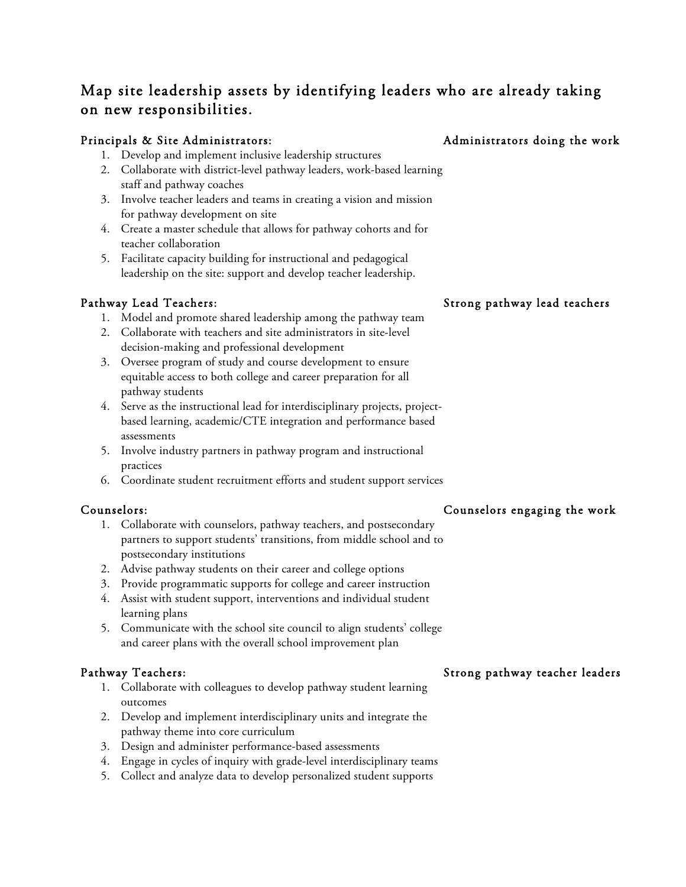## Map site leadership assets by identifying leaders who are already taking on new responsibilities.

| | |
|---|---|
| **Principals & Site Administrators:**<br>1. Develop and implement inclusive leadership structures<br>2. Collaborate with district-level pathway leaders, work-based learning staff and pathway coaches<br>3. Involve teacher leaders and teams in creating a vision and mission for pathway development on site<br>4. Create a master schedule that allows for pathway cohorts and for teacher collaboration<br>5. Facilitate capacity building for instructional and pedagogical leadership on the site: support and develop teacher leadership. | **Administrators doing the work** |
| **Pathway Lead Teachers:**<br>1. Model and promote shared leadership among the pathway team<br>2. Collaborate with teachers and site administrators in site-level decision-making and professional development<br>3. Oversee program of study and course development to ensure equitable access to both college and career preparation for all pathway students<br>4. Serve as the instructional lead for interdisciplinary projects, project-based learning, academic/CTE integration and performance based assessments<br>5. Involve industry partners in pathway program and instructional practices<br>6. Coordinate student recruitment efforts and student support services | **Strong pathway lead teachers** |
| **Counselors:**<br>1. Collaborate with counselors, pathway teachers, and postsecondary partners to support students' transitions, from middle school and to postsecondary institutions<br>2. Advise pathway students on their career and college options<br>3. Provide programmatic supports for college and career instruction<br>4. Assist with student support, interventions and individual student learning plans<br>5. Communicate with the school site council to align students' college and career plans with the overall school improvement plan | **Counselors engaging the work** |
| **Pathway Teachers:**<br>1. Collaborate with colleagues to develop pathway student learning outcomes<br>2. Develop and implement interdisciplinary units and integrate the pathway theme into core curriculum<br>3. Design and administer performance-based assessments<br>4. Engage in cycles of inquiry with grade-level interdisciplinary teams<br>5. Collect and analyze data to develop personalized student supports | **Strong pathway teacher leaders** |